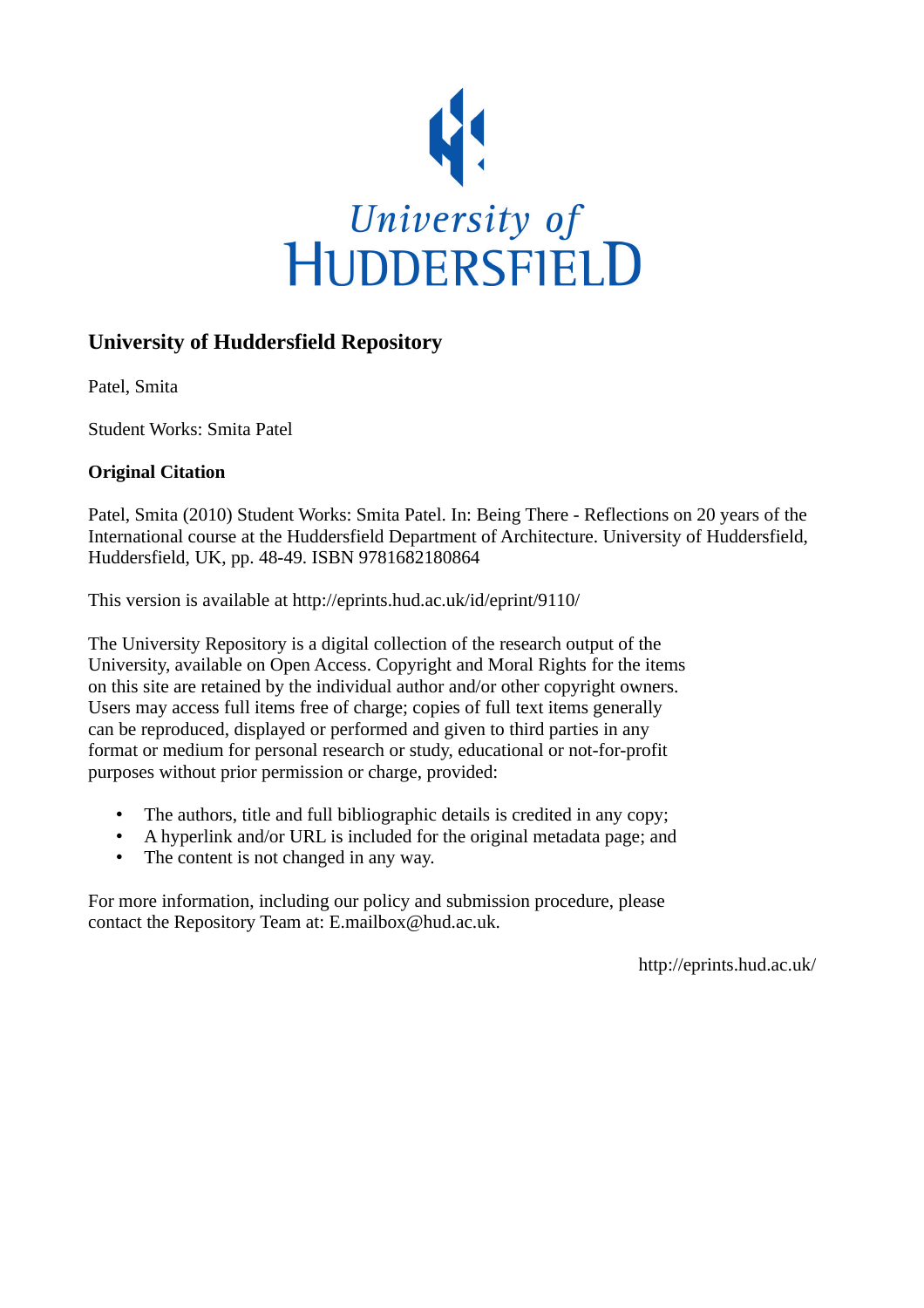University of
HUDDERSFIELD

## University of Huddersfield Repository

Patel, Smita

Student Works: Smita Patel

### Original Citation

Patel, Smita (2010) Student Works: Smita Patel. In: Being There - Reflections on 20 years of the International course at the Huddersfield Department of Architecture. University of Huddersfield, Huddersfield, UK, pp. 48-49. ISBN 9781682180864

This version is available at http://eprints.hud.ac.uk/id/eprint/9110/

The University Repository is a digital collection of the research output of the University, available on Open Access. Copyright and Moral Rights for the items on this site are retained by the individual author and/or other copyright owners. Users may access full items free of charge; copies of full text items generally can be reproduced, displayed or performed and given to third parties in any format or medium for personal research or study, educational or not-for-profit purposes without prior permission or charge, provided:

- The authors, title and full bibliographic details is credited in any copy;
- A hyperlink and/or URL is included for the original metadata page; and
- The content is not changed in any way.

For more information, including our policy and submission procedure, please contact the Repository Team at: E.mailbox@hud.ac.uk.

http://eprints.hud.ac.uk/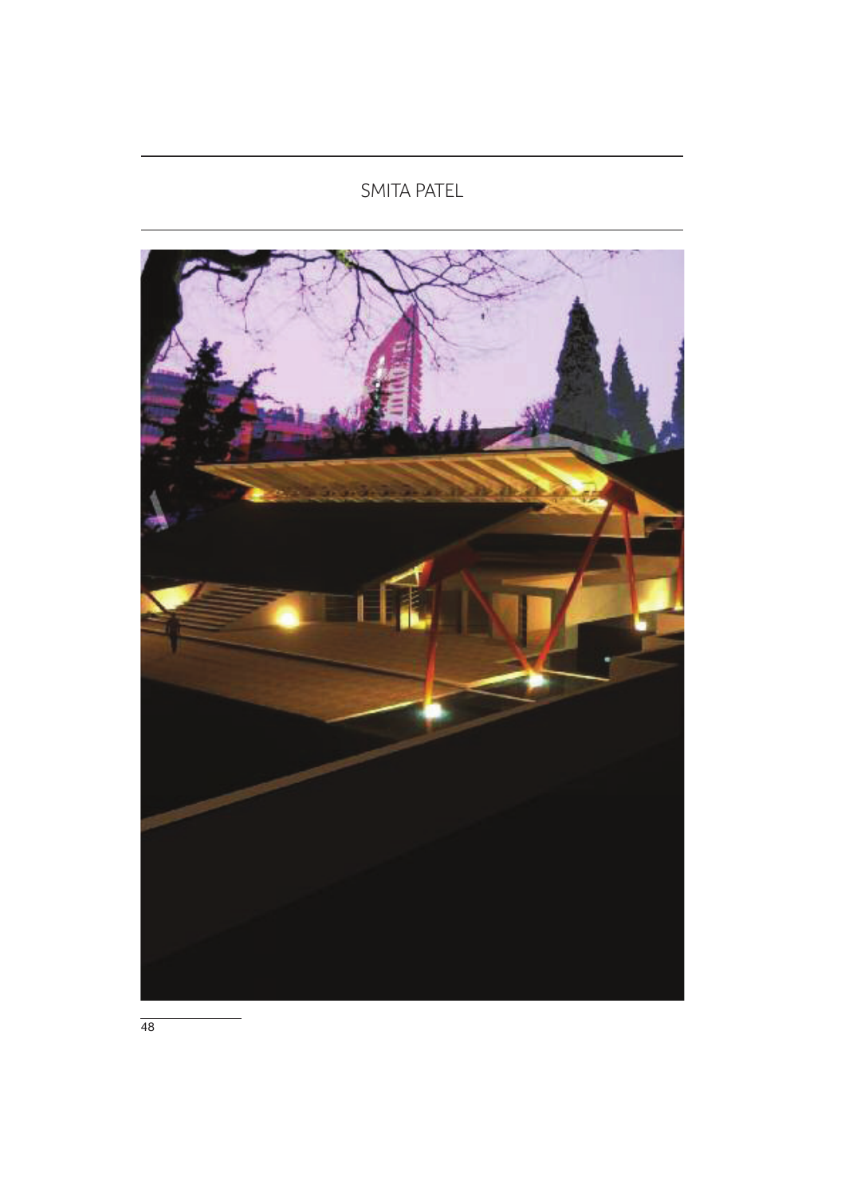SMITA PATEL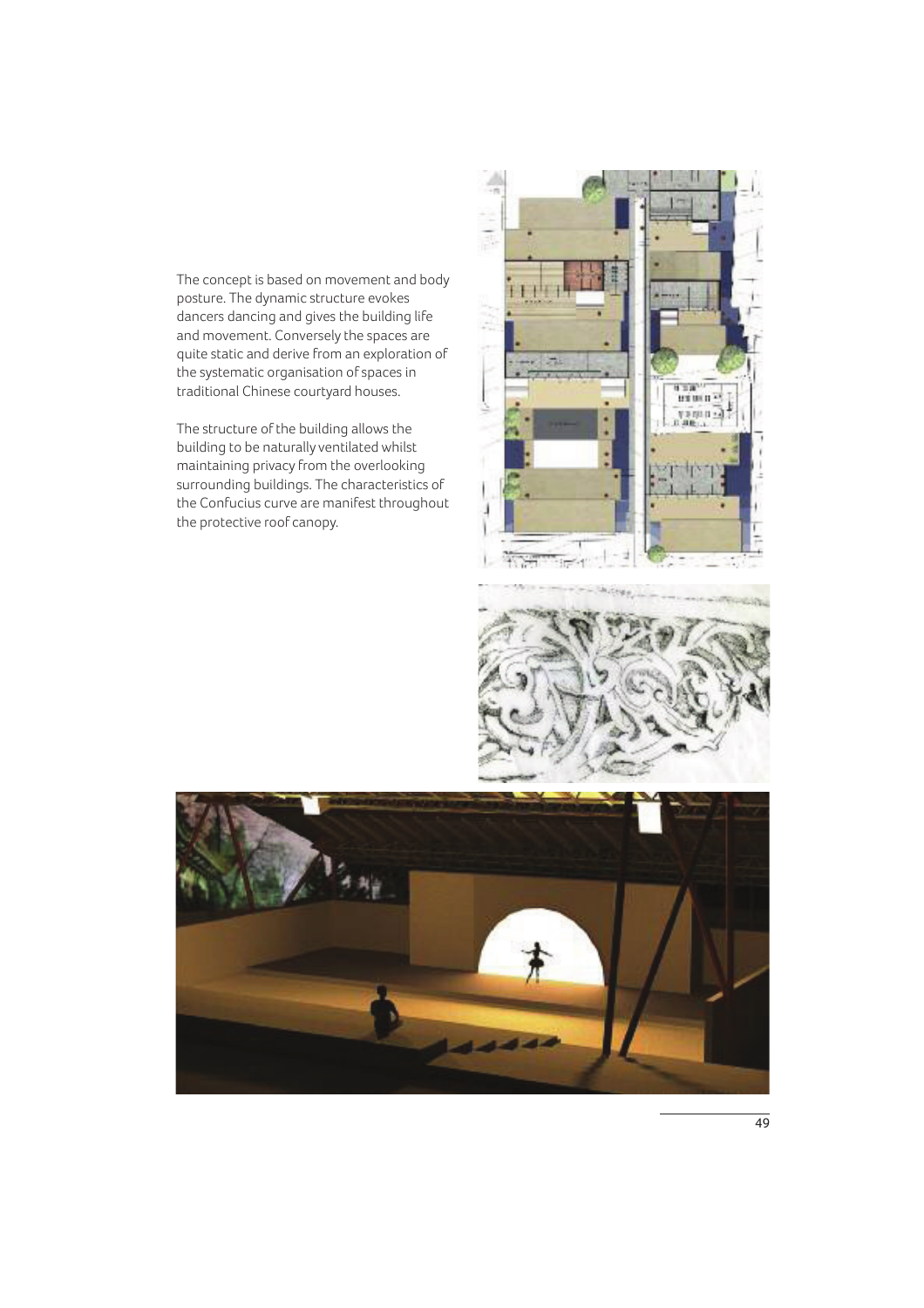The concept is based on movement and body posture. The dynamic structure evokes dancers dancing and gives the building life and movement. Conversely the spaces are quite static and derive from an exploration of the systematic organisation of spaces in traditional Chinese courtyard houses.

The structure of the building allows the building to be naturally ventilated whilst maintaining privacy from the overlooking surrounding buildings. The characteristics of the Confucius curve are manifest throughout the protective roof canopy.